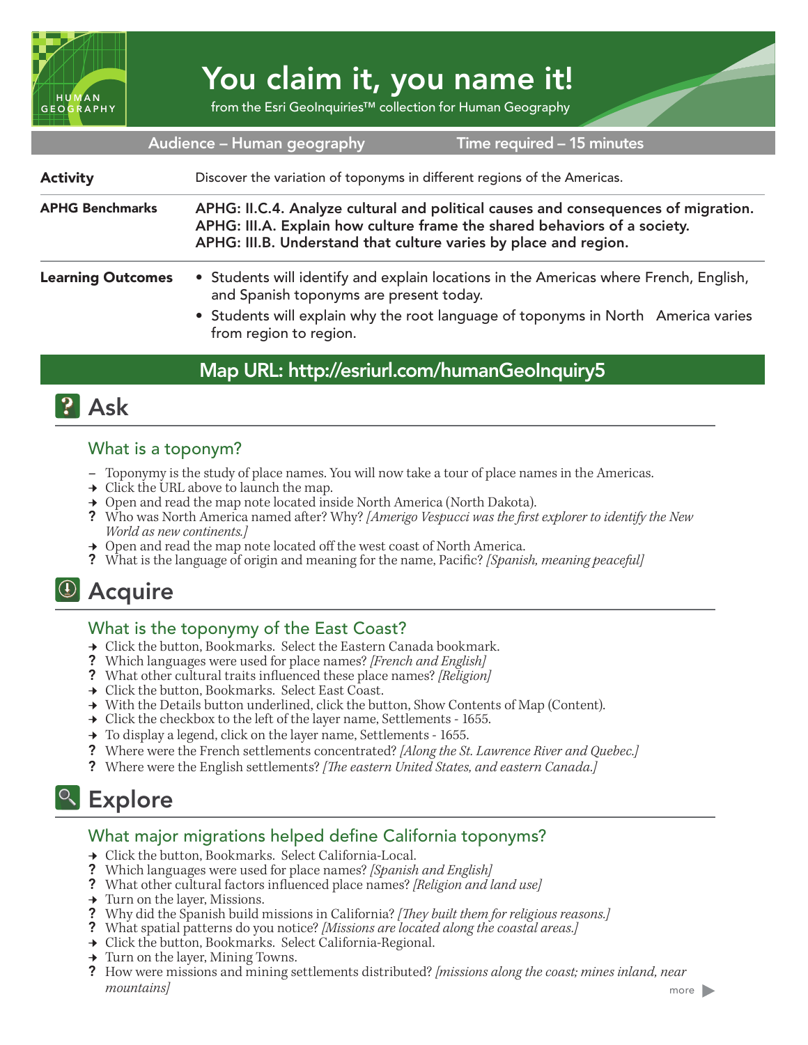# You claim it, you name it!

from the Esri GeoInquiries™ collection for Human Geography

**Audience – Human geography** | **Time required – 15 minutes**

| | |
|---|---|
| **Activity** | Discover the variation of toponyms in different regions of the Americas. |
| **APHG Benchmarks** | **APHG: II.C.4. Analyze cultural and political causes and consequences of migration.**<br>**APHG: III.A. Explain how culture frame the shared behaviors of a society.**<br>**APHG: III.B. Understand that culture varies by place and region.** |
| **Learning Outcomes** | • Students will identify and explain locations in the Americas where French, English, and Spanish toponyms are present today.<br>• Students will explain why the root language of toponyms in North America varies from region to region. |

## Map URL: http://esriurl.com/humanGeoInquiry5

## Ask

### What is a toponym?

- – Toponymy is the study of place names. You will now take a tour of place names in the Americas.
- → Click the URL above to launch the map.
- → Open and read the map note located inside North America (North Dakota).
- ? Who was North America named after? Why? *[Amerigo Vespucci was the first explorer to identify the New World as new continents.]*
- → Open and read the map note located off the west coast of North America.
- ? What is the language of origin and meaning for the name, Pacific? *[Spanish, meaning peaceful]*

## Acquire

### What is the toponymy of the East Coast?

- → Click the button, Bookmarks. Select the Eastern Canada bookmark.
- ? Which languages were used for place names? *[French and English]*
- ? What other cultural traits influenced these place names? *[Religion]*
- → Click the button, Bookmarks. Select East Coast.
- → With the Details button underlined, click the button, Show Contents of Map (Content).
- → Click the checkbox to the left of the layer name, Settlements - 1655.
- → To display a legend, click on the layer name, Settlements - 1655.
- ? Where were the French settlements concentrated? *[Along the St. Lawrence River and Quebec.]*
- ? Where were the English settlements? *[The eastern United States, and eastern Canada.]*

## Explore

### What major migrations helped define California toponyms?

- → Click the button, Bookmarks. Select California-Local.
- ? Which languages were used for place names? *[Spanish and English]*
- ? What other cultural factors influenced place names? *[Religion and land use]*
- → Turn on the layer, Missions.
- ? Why did the Spanish build missions in California? *[They built them for religious reasons.]*
- ? What spatial patterns do you notice? *[Missions are located along the coastal areas.]*
- → Click the button, Bookmarks. Select California-Regional.
- → Turn on the layer, Mining Towns.
- ? How were missions and mining settlements distributed? *[missions along the coast; mines inland, near mountains]*

more ▶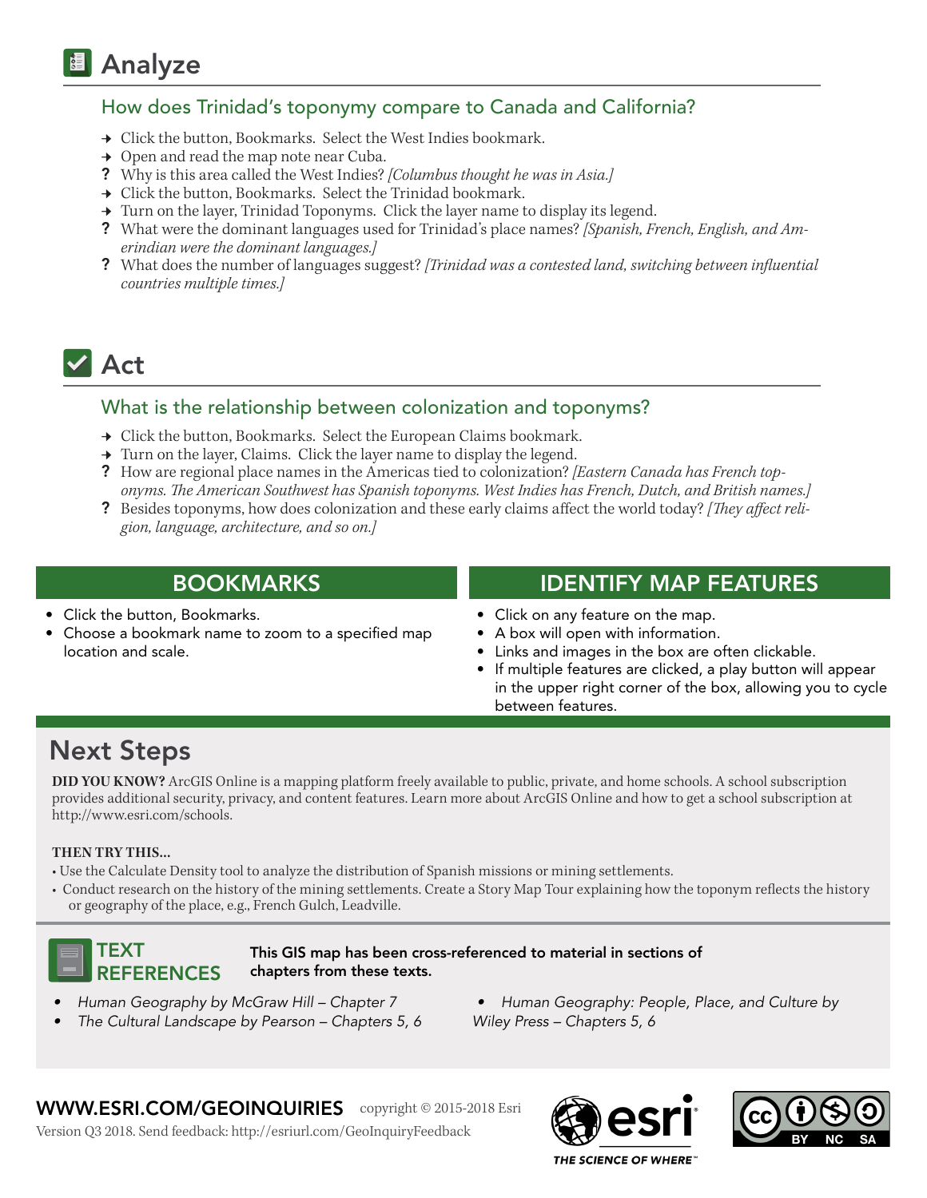## Analyze

### How does Trinidad's toponymy compare to Canada and California?

→ Click the button, Bookmarks. Select the West Indies bookmark.
→ Open and read the map note near Cuba.
**?** Why is this area called the West Indies? *[Columbus thought he was in Asia.]*
→ Click the button, Bookmarks. Select the Trinidad bookmark.
→ Turn on the layer, Trinidad Toponyms. Click the layer name to display its legend.
**?** What were the dominant languages used for Trinidad's place names? *[Spanish, French, English, and Amerindian were the dominant languages.]*
**?** What does the number of languages suggest? *[Trinidad was a contested land, switching between influential countries multiple times.]*

## Act

### What is the relationship between colonization and toponyms?

→ Click the button, Bookmarks. Select the European Claims bookmark.
→ Turn on the layer, Claims. Click the layer name to display the legend.
**?** How are regional place names in the Americas tied to colonization? *[Eastern Canada has French toponyms. The American Southwest has Spanish toponyms. West Indies has French, Dutch, and British names.]*
**?** Besides toponyms, how does colonization and these early claims affect the world today? *[They affect religion, language, architecture, and so on.]*

### BOOKMARKS

- Click the button, Bookmarks.
- Choose a bookmark name to zoom to a specified map location and scale.

### IDENTIFY MAP FEATURES

- Click on any feature on the map.
- A box will open with information.
- Links and images in the box are often clickable.
- If multiple features are clicked, a play button will appear in the upper right corner of the box, allowing you to cycle between features.

## Next Steps

**DID YOU KNOW?** ArcGIS Online is a mapping platform freely available to public, private, and home schools. A school subscription provides additional security, privacy, and content features. Learn more about ArcGIS Online and how to get a school subscription at http://www.esri.com/schools.

**THEN TRY THIS...**

- Use the Calculate Density tool to analyze the distribution of Spanish missions or mining settlements.
- Conduct research on the history of the mining settlements. Create a Story Map Tour explaining how the toponym reflects the history or geography of the place, e.g., French Gulch, Leadville.

### TEXT REFERENCES

**This GIS map has been cross-referenced to material in sections of chapters from these texts.**

- *Human Geography by McGraw Hill – Chapter 7*
- *The Cultural Landscape by Pearson – Chapters 5, 6*
- *Human Geography: People, Place, and Culture by Wiley Press – Chapters 5, 6*

**WWW.ESRI.COM/GEOINQUIRIES** copyright © 2015-2018 Esri
Version Q3 2018. Send feedback: http://esriurl.com/GeoInquiryFeedback